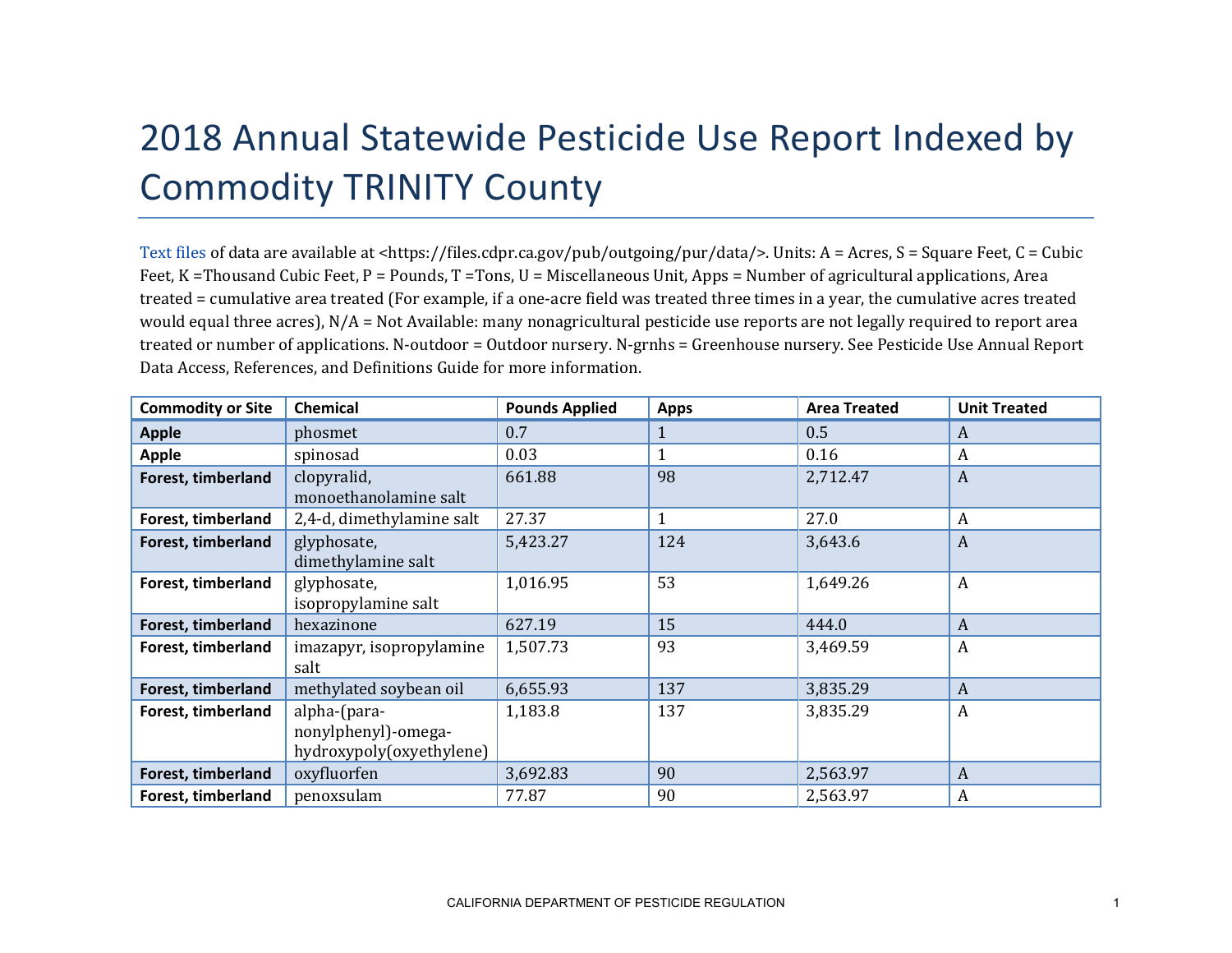# 2018 Annual Statewide Pesticide Use Report Indexed by Commodity TRINITY County

Text files of data are available at <https://files.cdpr.ca.gov/pub/outgoing/pur/data/>. Units: A = Acres, S = Square Feet, C = Cubic Feet, K =Thousand Cubic Feet, P = Pounds, T =Tons, U = Miscellaneous Unit, Apps = Number of agricultural applications, Area treated = cumulative area treated (For example, if a one-acre field was treated three times in a year, the cumulative acres treated would equal three acres), N/A = Not Available: many nonagricultural pesticide use reports are not legally required to report area treated or number of applications. N-outdoor = Outdoor nursery. N-grnhs = Greenhouse nursery. See Pesticide Use Annual Report Data Access, References, and Definitions Guide for more information.

| Commodity or Site | Chemical | Pounds Applied | Apps | Area Treated | Unit Treated |
|---|---|---|---|---|---|
| **Apple** | phosmet | 0.7 | 1 | 0.5 | A |
| **Apple** | spinosad | 0.03 | 1 | 0.16 | A |
| **Forest, timberland** | clopyralid, monoethanolamine salt | 661.88 | 98 | 2,712.47 | A |
| **Forest, timberland** | 2,4-d, dimethylamine salt | 27.37 | 1 | 27.0 | A |
| **Forest, timberland** | glyphosate, dimethylamine salt | 5,423.27 | 124 | 3,643.6 | A |
| **Forest, timberland** | glyphosate, isopropylamine salt | 1,016.95 | 53 | 1,649.26 | A |
| **Forest, timberland** | hexazinone | 627.19 | 15 | 444.0 | A |
| **Forest, timberland** | imazapyr, isopropylamine salt | 1,507.73 | 93 | 3,469.59 | A |
| **Forest, timberland** | methylated soybean oil | 6,655.93 | 137 | 3,835.29 | A |
| **Forest, timberland** | alpha-(para-nonylphenyl)-omega-hydroxypoly(oxyethylene) | 1,183.8 | 137 | 3,835.29 | A |
| **Forest, timberland** | oxyfluorfen | 3,692.83 | 90 | 2,563.97 | A |
| **Forest, timberland** | penoxsulam | 77.87 | 90 | 2,563.97 | A |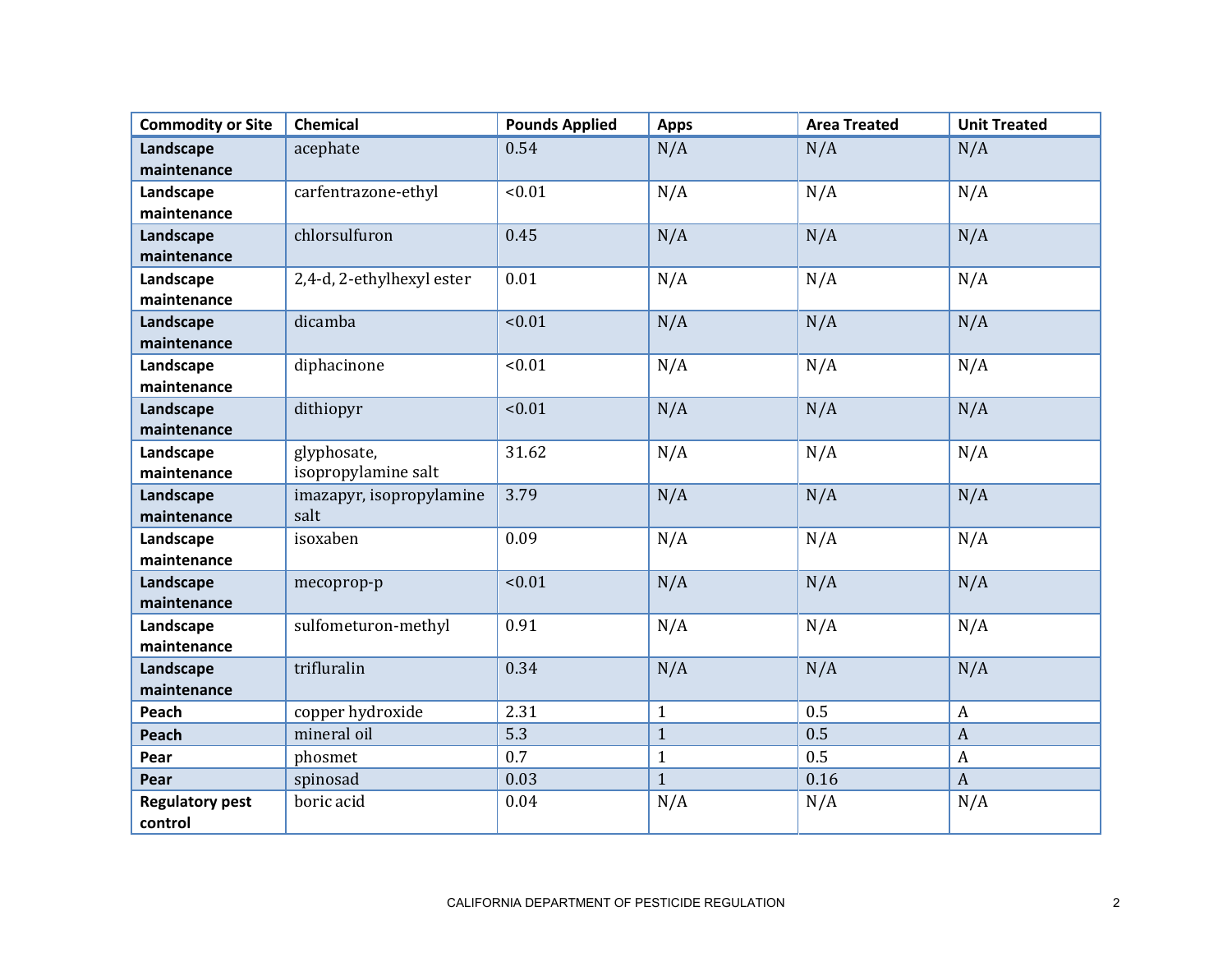| Commodity or Site | Chemical | Pounds Applied | Apps | Area Treated | Unit Treated |
|---|---|---|---|---|---|
| **Landscape maintenance** | acephate | 0.54 | N/A | N/A | N/A |
| **Landscape maintenance** | carfentrazone-ethyl | <0.01 | N/A | N/A | N/A |
| **Landscape maintenance** | chlorsulfuron | 0.45 | N/A | N/A | N/A |
| **Landscape maintenance** | 2,4-d, 2-ethylhexyl ester | 0.01 | N/A | N/A | N/A |
| **Landscape maintenance** | dicamba | <0.01 | N/A | N/A | N/A |
| **Landscape maintenance** | diphacinone | <0.01 | N/A | N/A | N/A |
| **Landscape maintenance** | dithiopyr | <0.01 | N/A | N/A | N/A |
| **Landscape maintenance** | glyphosate, isopropylamine salt | 31.62 | N/A | N/A | N/A |
| **Landscape maintenance** | imazapyr, isopropylamine salt | 3.79 | N/A | N/A | N/A |
| **Landscape maintenance** | isoxaben | 0.09 | N/A | N/A | N/A |
| **Landscape maintenance** | mecoprop-p | <0.01 | N/A | N/A | N/A |
| **Landscape maintenance** | sulfometuron-methyl | 0.91 | N/A | N/A | N/A |
| **Landscape maintenance** | trifluralin | 0.34 | N/A | N/A | N/A |
| **Peach** | copper hydroxide | 2.31 | 1 | 0.5 | A |
| **Peach** | mineral oil | 5.3 | 1 | 0.5 | A |
| **Pear** | phosmet | 0.7 | 1 | 0.5 | A |
| **Pear** | spinosad | 0.03 | 1 | 0.16 | A |
| **Regulatory pest control** | boric acid | 0.04 | N/A | N/A | N/A |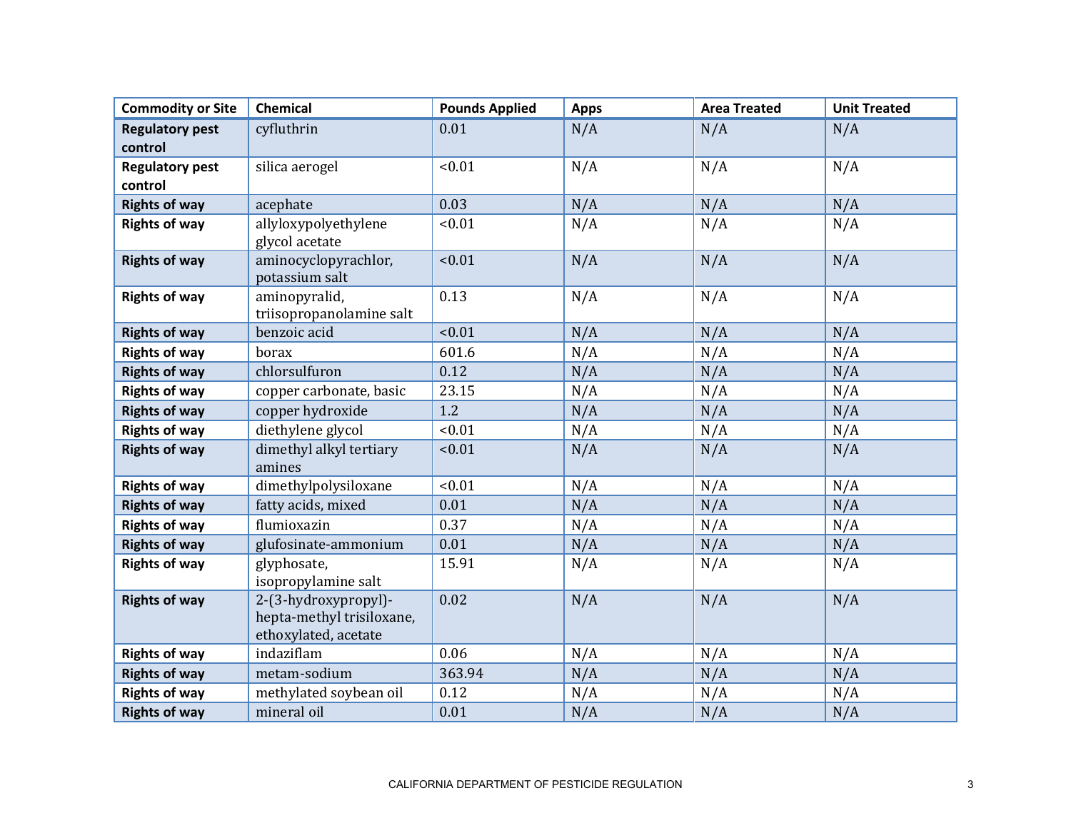| Commodity or Site | Chemical | Pounds Applied | Apps | Area Treated | Unit Treated |
|---|---|---|---|---|---|
| **Regulatory pest control** | cyfluthrin | 0.01 | N/A | N/A | N/A |
| **Regulatory pest control** | silica aerogel | <0.01 | N/A | N/A | N/A |
| **Rights of way** | acephate | 0.03 | N/A | N/A | N/A |
| **Rights of way** | allyloxypolyethylene glycol acetate | <0.01 | N/A | N/A | N/A |
| **Rights of way** | aminocyclopyrachlor, potassium salt | <0.01 | N/A | N/A | N/A |
| **Rights of way** | aminopyralid, triisopropanolamine salt | 0.13 | N/A | N/A | N/A |
| **Rights of way** | benzoic acid | <0.01 | N/A | N/A | N/A |
| **Rights of way** | borax | 601.6 | N/A | N/A | N/A |
| **Rights of way** | chlorsulfuron | 0.12 | N/A | N/A | N/A |
| **Rights of way** | copper carbonate, basic | 23.15 | N/A | N/A | N/A |
| **Rights of way** | copper hydroxide | 1.2 | N/A | N/A | N/A |
| **Rights of way** | diethylene glycol | <0.01 | N/A | N/A | N/A |
| **Rights of way** | dimethyl alkyl tertiary amines | <0.01 | N/A | N/A | N/A |
| **Rights of way** | dimethylpolysiloxane | <0.01 | N/A | N/A | N/A |
| **Rights of way** | fatty acids, mixed | 0.01 | N/A | N/A | N/A |
| **Rights of way** | flumioxazin | 0.37 | N/A | N/A | N/A |
| **Rights of way** | glufosinate-ammonium | 0.01 | N/A | N/A | N/A |
| **Rights of way** | glyphosate, isopropylamine salt | 15.91 | N/A | N/A | N/A |
| **Rights of way** | 2-(3-hydroxypropyl)-hepta-methyl trisiloxane, ethoxylated, acetate | 0.02 | N/A | N/A | N/A |
| **Rights of way** | indaziflam | 0.06 | N/A | N/A | N/A |
| **Rights of way** | metam-sodium | 363.94 | N/A | N/A | N/A |
| **Rights of way** | methylated soybean oil | 0.12 | N/A | N/A | N/A |
| **Rights of way** | mineral oil | 0.01 | N/A | N/A | N/A |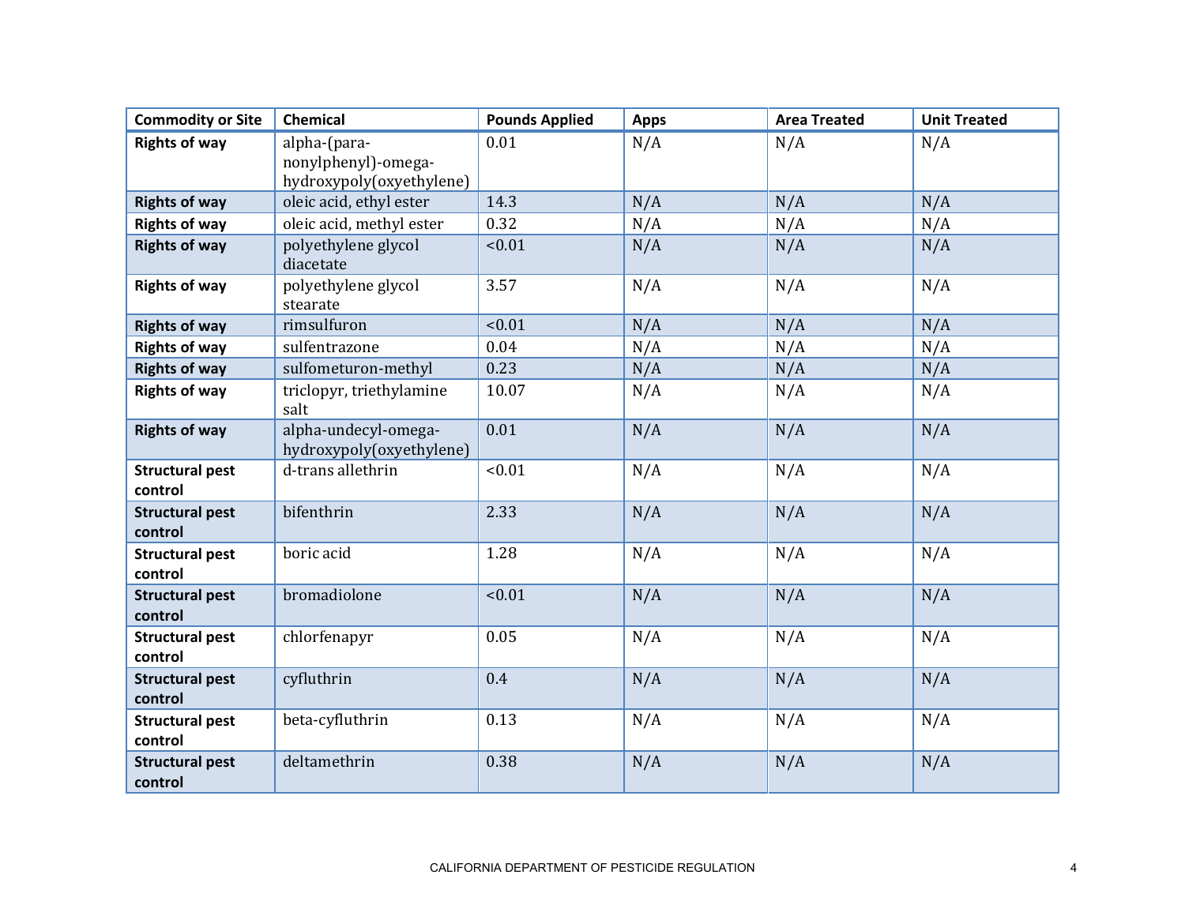| Commodity or Site | Chemical | Pounds Applied | Apps | Area Treated | Unit Treated |
|---|---|---|---|---|---|
| **Rights of way** | alpha-(para-nonylphenyl)-omega-hydroxypoly(oxyethylene) | 0.01 | N/A | N/A | N/A |
| **Rights of way** | oleic acid, ethyl ester | 14.3 | N/A | N/A | N/A |
| **Rights of way** | oleic acid, methyl ester | 0.32 | N/A | N/A | N/A |
| **Rights of way** | polyethylene glycol diacetate | <0.01 | N/A | N/A | N/A |
| **Rights of way** | polyethylene glycol stearate | 3.57 | N/A | N/A | N/A |
| **Rights of way** | rimsulfuron | <0.01 | N/A | N/A | N/A |
| **Rights of way** | sulfentrazone | 0.04 | N/A | N/A | N/A |
| **Rights of way** | sulfometuron-methyl | 0.23 | N/A | N/A | N/A |
| **Rights of way** | triclopyr, triethylamine salt | 10.07 | N/A | N/A | N/A |
| **Rights of way** | alpha-undecyl-omega-hydroxypoly(oxyethylene) | 0.01 | N/A | N/A | N/A |
| **Structural pest control** | d-trans allethrin | <0.01 | N/A | N/A | N/A |
| **Structural pest control** | bifenthrin | 2.33 | N/A | N/A | N/A |
| **Structural pest control** | boric acid | 1.28 | N/A | N/A | N/A |
| **Structural pest control** | bromadiolone | <0.01 | N/A | N/A | N/A |
| **Structural pest control** | chlorfenapyr | 0.05 | N/A | N/A | N/A |
| **Structural pest control** | cyfluthrin | 0.4 | N/A | N/A | N/A |
| **Structural pest control** | beta-cyfluthrin | 0.13 | N/A | N/A | N/A |
| **Structural pest control** | deltamethrin | 0.38 | N/A | N/A | N/A |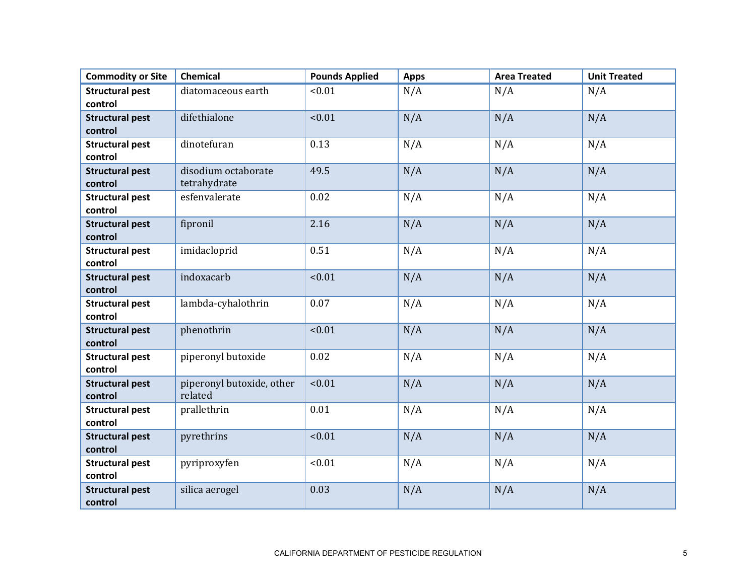| Commodity or Site | Chemical | Pounds Applied | Apps | Area Treated | Unit Treated |
| --- | --- | --- | --- | --- | --- |
| **Structural pest control** | diatomaceous earth | <0.01 | N/A | N/A | N/A |
| **Structural pest control** | difethialone | <0.01 | N/A | N/A | N/A |
| **Structural pest control** | dinotefuran | 0.13 | N/A | N/A | N/A |
| **Structural pest control** | disodium octaborate tetrahydrate | 49.5 | N/A | N/A | N/A |
| **Structural pest control** | esfenvalerate | 0.02 | N/A | N/A | N/A |
| **Structural pest control** | fipronil | 2.16 | N/A | N/A | N/A |
| **Structural pest control** | imidacloprid | 0.51 | N/A | N/A | N/A |
| **Structural pest control** | indoxacarb | <0.01 | N/A | N/A | N/A |
| **Structural pest control** | lambda-cyhalothrin | 0.07 | N/A | N/A | N/A |
| **Structural pest control** | phenothrin | <0.01 | N/A | N/A | N/A |
| **Structural pest control** | piperonyl butoxide | 0.02 | N/A | N/A | N/A |
| **Structural pest control** | piperonyl butoxide, other related | <0.01 | N/A | N/A | N/A |
| **Structural pest control** | prallethrin | 0.01 | N/A | N/A | N/A |
| **Structural pest control** | pyrethrins | <0.01 | N/A | N/A | N/A |
| **Structural pest control** | pyriproxyfen | <0.01 | N/A | N/A | N/A |
| **Structural pest control** | silica aerogel | 0.03 | N/A | N/A | N/A |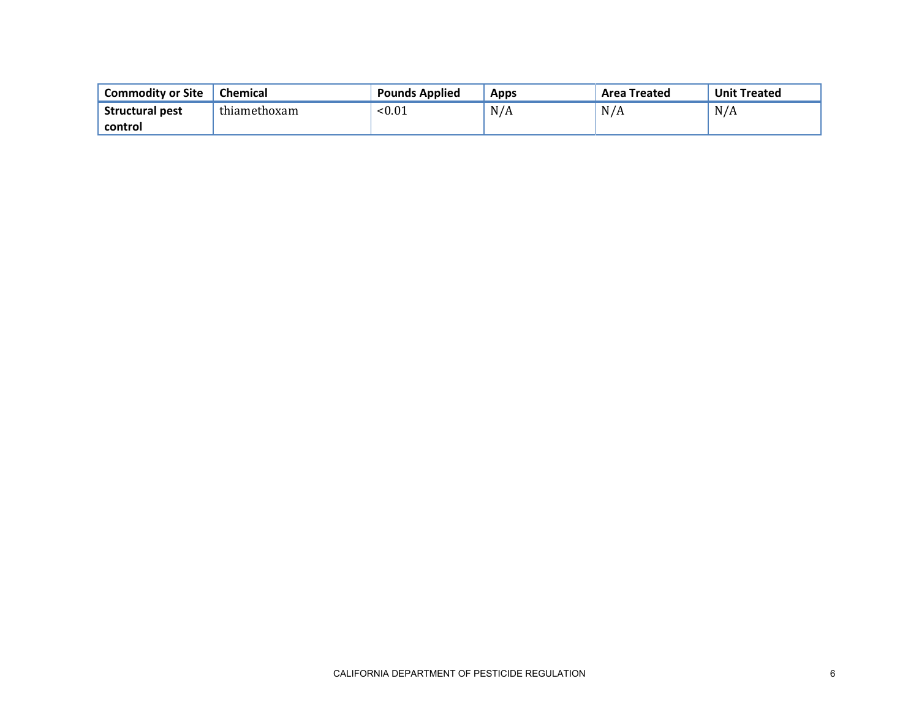| Commodity or Site | Chemical | Pounds Applied | Apps | Area Treated | Unit Treated |
|---|---|---|---|---|---|
| **Structural pest control** | thiamethoxam | <0.01 | N/A | N/A | N/A |